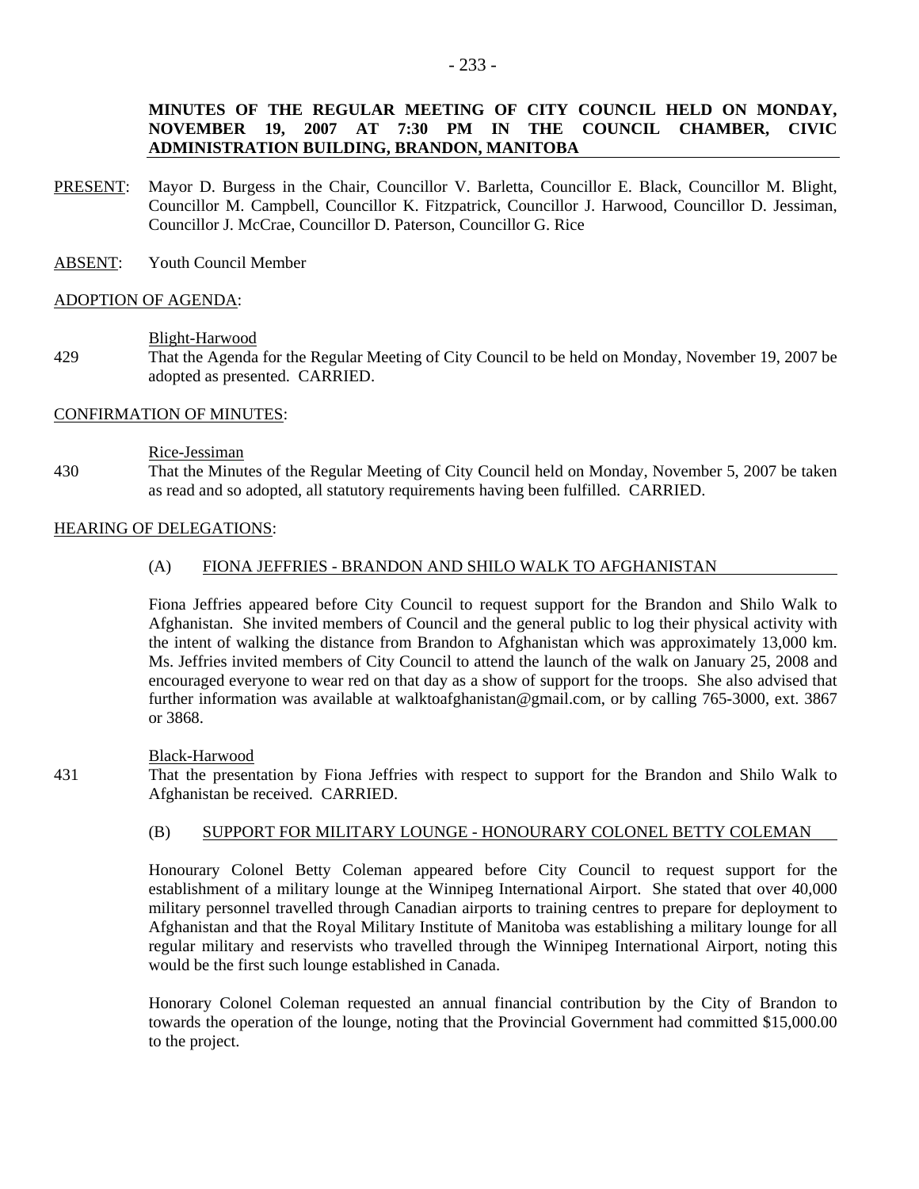# MINUTES OF THE REGULAR MEETING OF CITY COUNCIL HELD ON MONDAY, NOVEMBER 19, 2007 AT 7:30 PM IN THE COUNCIL CHAMBER, CIVIC ADMINISTRATION BUILDING, BRANDON, MANITOBA

PRESENT: Mayor D. Burgess in the Chair, Councillor V. Barletta, Councillor E. Black, Councillor M. Blight, Councillor M. Campbell, Councillor K. Fitzpatrick, Councillor J. Harwood, Councillor D. Jessiman, Councillor J. McCrae, Councillor D. Paterson, Councillor G. Rice

ABSENT: Youth Council Member

## ADOPTION OF AGENDA:

Blight-Harwood

429 That the Agenda for the Regular Meeting of City Council to be held on Monday, November 19, 2007 be adopted as presented. CARRIED.

## CONFIRMATION OF MINUTES:

Rice-Jessiman

430 That the Minutes of the Regular Meeting of City Council held on Monday, November 5, 2007 be taken as read and so adopted, all statutory requirements having been fulfilled. CARRIED.

## HEARING OF DELEGATIONS:

### (A) FIONA JEFFRIES - BRANDON AND SHILO WALK TO AFGHANISTAN

Fiona Jeffries appeared before City Council to request support for the Brandon and Shilo Walk to Afghanistan. She invited members of Council and the general public to log their physical activity with the intent of walking the distance from Brandon to Afghanistan which was approximately 13,000 km. Ms. Jeffries invited members of City Council to attend the launch of the walk on January 25, 2008 and encouraged everyone to wear red on that day as a show of support for the troops. She also advised that further information was available at walktoafghanistan@gmail.com, or by calling 765-3000, ext. 3867 or 3868.

Black-Harwood

431 That the presentation by Fiona Jeffries with respect to support for the Brandon and Shilo Walk to Afghanistan be received. CARRIED.

### (B) SUPPORT FOR MILITARY LOUNGE - HONOURARY COLONEL BETTY COLEMAN

Honourary Colonel Betty Coleman appeared before City Council to request support for the establishment of a military lounge at the Winnipeg International Airport. She stated that over 40,000 military personnel travelled through Canadian airports to training centres to prepare for deployment to Afghanistan and that the Royal Military Institute of Manitoba was establishing a military lounge for all regular military and reservists who travelled through the Winnipeg International Airport, noting this would be the first such lounge established in Canada.

Honorary Colonel Coleman requested an annual financial contribution by the City of Brandon to towards the operation of the lounge, noting that the Provincial Government had committed $15,000.00 to the project.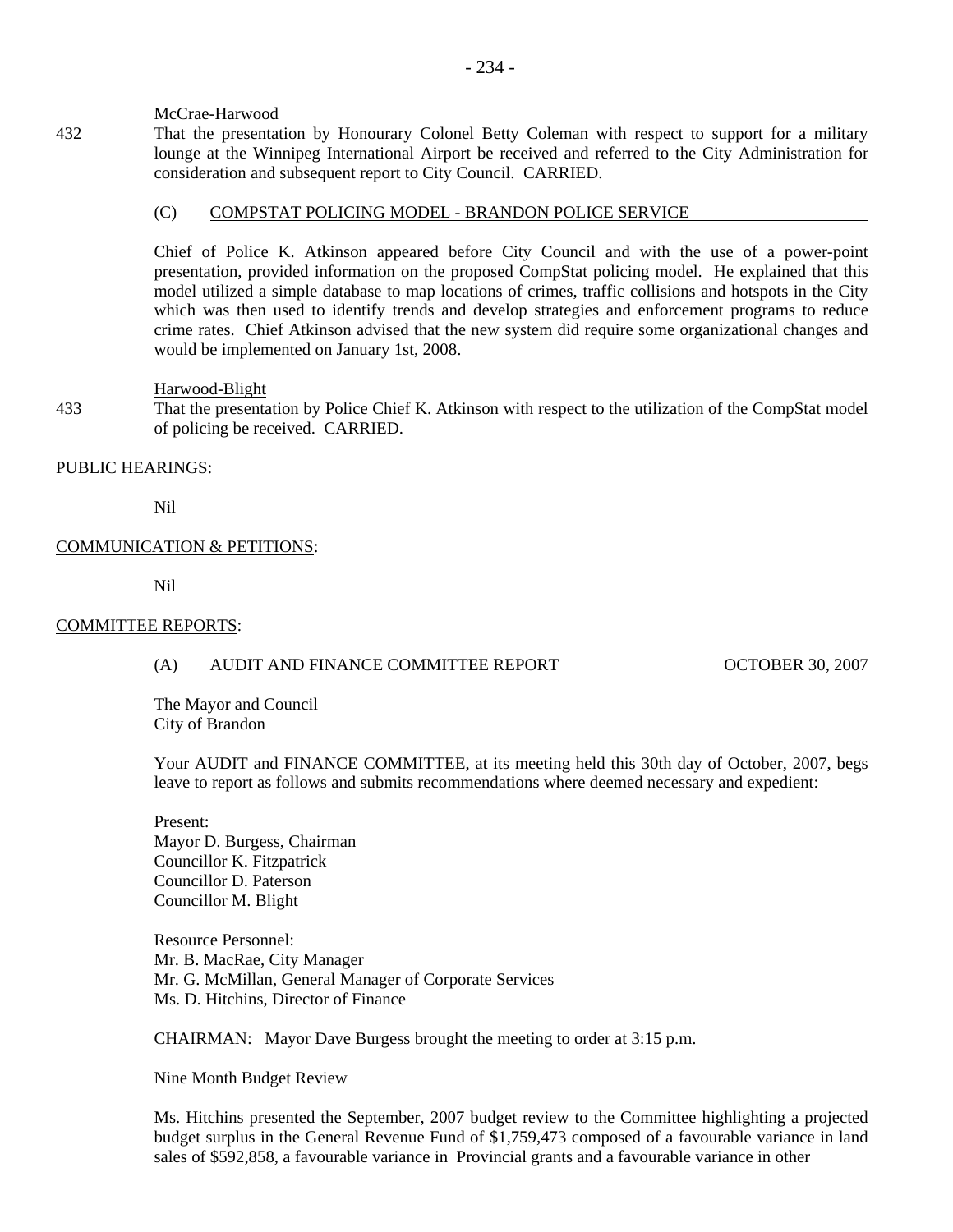McCrae-Harwood

432 That the presentation by Honourary Colonel Betty Coleman with respect to support for a military lounge at the Winnipeg International Airport be received and referred to the City Administration for consideration and subsequent report to City Council. CARRIED.

(C) COMPSTAT POLICING MODEL - BRANDON POLICE SERVICE

Chief of Police K. Atkinson appeared before City Council and with the use of a power-point presentation, provided information on the proposed CompStat policing model. He explained that this model utilized a simple database to map locations of crimes, traffic collisions and hotspots in the City which was then used to identify trends and develop strategies and enforcement programs to reduce crime rates. Chief Atkinson advised that the new system did require some organizational changes and would be implemented on January 1st, 2008.

Harwood-Blight

433 That the presentation by Police Chief K. Atkinson with respect to the utilization of the CompStat model of policing be received. CARRIED.

PUBLIC HEARINGS:

Nil

COMMUNICATION & PETITIONS:

Nil

COMMITTEE REPORTS:

(A) AUDIT AND FINANCE COMMITTEE REPORT OCTOBER 30, 2007

The Mayor and Council
City of Brandon

Your AUDIT and FINANCE COMMITTEE, at its meeting held this 30th day of October, 2007, begs leave to report as follows and submits recommendations where deemed necessary and expedient:

Present:
Mayor D. Burgess, Chairman
Councillor K. Fitzpatrick
Councillor D. Paterson
Councillor M. Blight

Resource Personnel:
Mr. B. MacRae, City Manager
Mr. G. McMillan, General Manager of Corporate Services
Ms. D. Hitchins, Director of Finance

CHAIRMAN: Mayor Dave Burgess brought the meeting to order at 3:15 p.m.

Nine Month Budget Review

Ms. Hitchins presented the September, 2007 budget review to the Committee highlighting a projected budget surplus in the General Revenue Fund of $1,759,473 composed of a favourable variance in land sales of $592,858, a favourable variance in Provincial grants and a favourable variance in other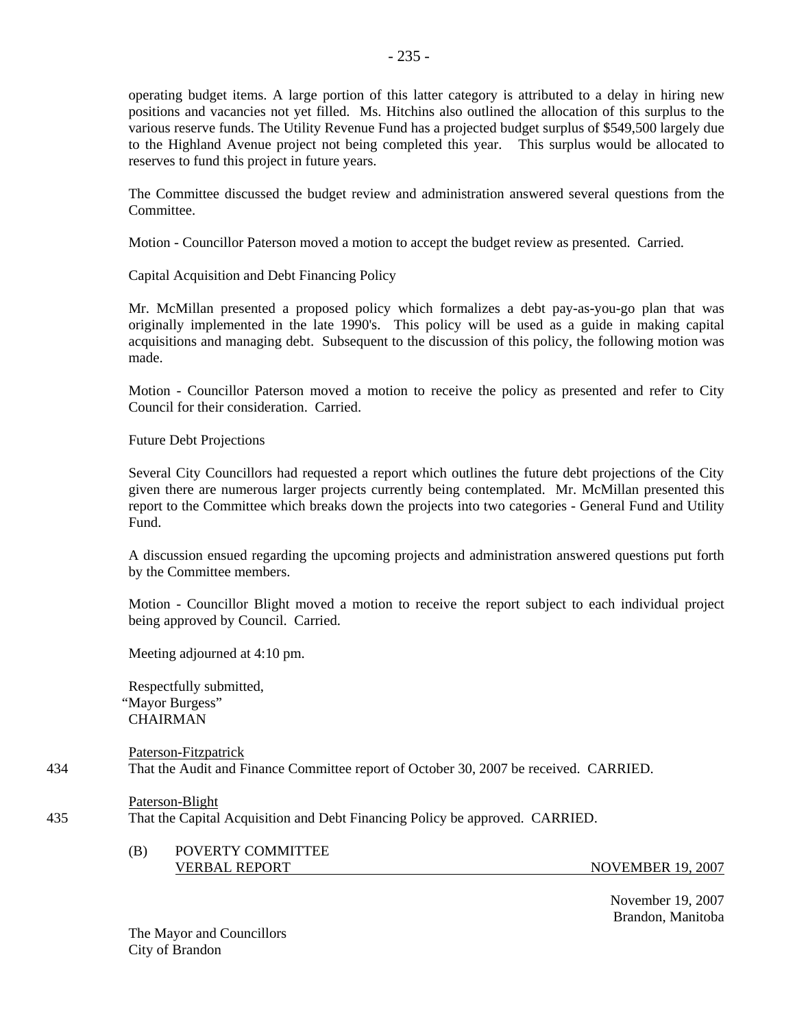operating budget items. A large portion of this latter category is attributed to a delay in hiring new positions and vacancies not yet filled. Ms. Hitchins also outlined the allocation of this surplus to the various reserve funds. The Utility Revenue Fund has a projected budget surplus of $549,500 largely due to the Highland Avenue project not being completed this year. This surplus would be allocated to reserves to fund this project in future years.

The Committee discussed the budget review and administration answered several questions from the Committee.

Motion - Councillor Paterson moved a motion to accept the budget review as presented. Carried.

Capital Acquisition and Debt Financing Policy

Mr. McMillan presented a proposed policy which formalizes a debt pay-as-you-go plan that was originally implemented in the late 1990's. This policy will be used as a guide in making capital acquisitions and managing debt. Subsequent to the discussion of this policy, the following motion was made.

Motion - Councillor Paterson moved a motion to receive the policy as presented and refer to City Council for their consideration. Carried.

Future Debt Projections

Several City Councillors had requested a report which outlines the future debt projections of the City given there are numerous larger projects currently being contemplated. Mr. McMillan presented this report to the Committee which breaks down the projects into two categories - General Fund and Utility Fund.

A discussion ensued regarding the upcoming projects and administration answered questions put forth by the Committee members.

Motion - Councillor Blight moved a motion to receive the report subject to each individual project being approved by Council. Carried.

Meeting adjourned at 4:10 pm.

Respectfully submitted,
"Mayor Burgess"
CHAIRMAN

Paterson-Fitzpatrick

434 That the Audit and Finance Committee report of October 30, 2007 be received. CARRIED.

Paterson-Blight

435 That the Capital Acquisition and Debt Financing Policy be approved. CARRIED.

(B) POVERTY COMMITTEE
VERBAL REPORT — NOVEMBER 19, 2007

November 19, 2007
Brandon, Manitoba

The Mayor and Councillors
City of Brandon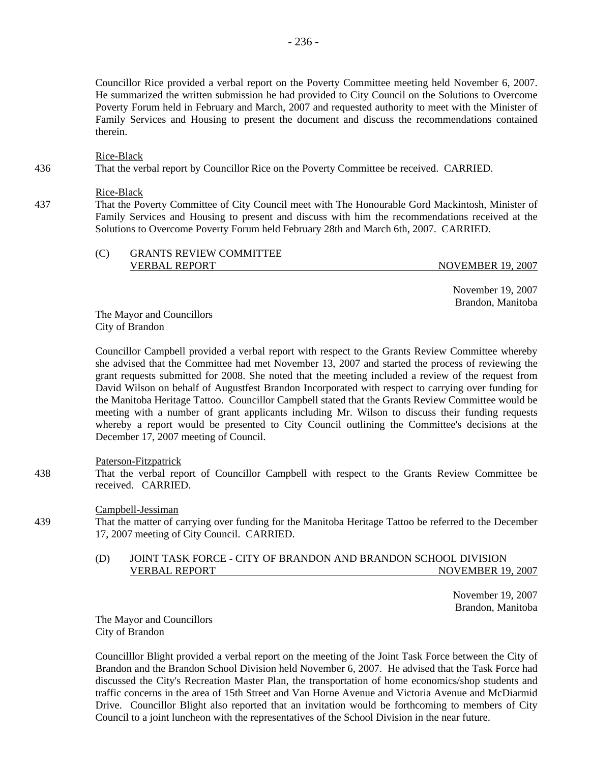Councillor Rice provided a verbal report on the Poverty Committee meeting held November 6, 2007. He summarized the written submission he had provided to City Council on the Solutions to Overcome Poverty Forum held in February and March, 2007 and requested authority to meet with the Minister of Family Services and Housing to present the document and discuss the recommendations contained therein.

Rice-Black

436 That the verbal report by Councillor Rice on the Poverty Committee be received. CARRIED.

Rice-Black

437 That the Poverty Committee of City Council meet with The Honourable Gord Mackintosh, Minister of Family Services and Housing to present and discuss with him the recommendations received at the Solutions to Overcome Poverty Forum held February 28th and March 6th, 2007. CARRIED.

(C) GRANTS REVIEW COMMITTEE
VERBAL REPORT NOVEMBER 19, 2007

November 19, 2007
Brandon, Manitoba

The Mayor and Councillors
City of Brandon

Councillor Campbell provided a verbal report with respect to the Grants Review Committee whereby she advised that the Committee had met November 13, 2007 and started the process of reviewing the grant requests submitted for 2008. She noted that the meeting included a review of the request from David Wilson on behalf of Augustfest Brandon Incorporated with respect to carrying over funding for the Manitoba Heritage Tattoo. Councillor Campbell stated that the Grants Review Committee would be meeting with a number of grant applicants including Mr. Wilson to discuss their funding requests whereby a report would be presented to City Council outlining the Committee's decisions at the December 17, 2007 meeting of Council.

Paterson-Fitzpatrick

438 That the verbal report of Councillor Campbell with respect to the Grants Review Committee be received. CARRIED.

Campbell-Jessiman

439 That the matter of carrying over funding for the Manitoba Heritage Tattoo be referred to the December 17, 2007 meeting of City Council. CARRIED.

(D) JOINT TASK FORCE - CITY OF BRANDON AND BRANDON SCHOOL DIVISION
VERBAL REPORT NOVEMBER 19, 2007

November 19, 2007
Brandon, Manitoba

The Mayor and Councillors
City of Brandon

Councilllor Blight provided a verbal report on the meeting of the Joint Task Force between the City of Brandon and the Brandon School Division held November 6, 2007. He advised that the Task Force had discussed the City's Recreation Master Plan, the transportation of home economics/shop students and traffic concerns in the area of 15th Street and Van Horne Avenue and Victoria Avenue and McDiarmid Drive. Councillor Blight also reported that an invitation would be forthcoming to members of City Council to a joint luncheon with the representatives of the School Division in the near future.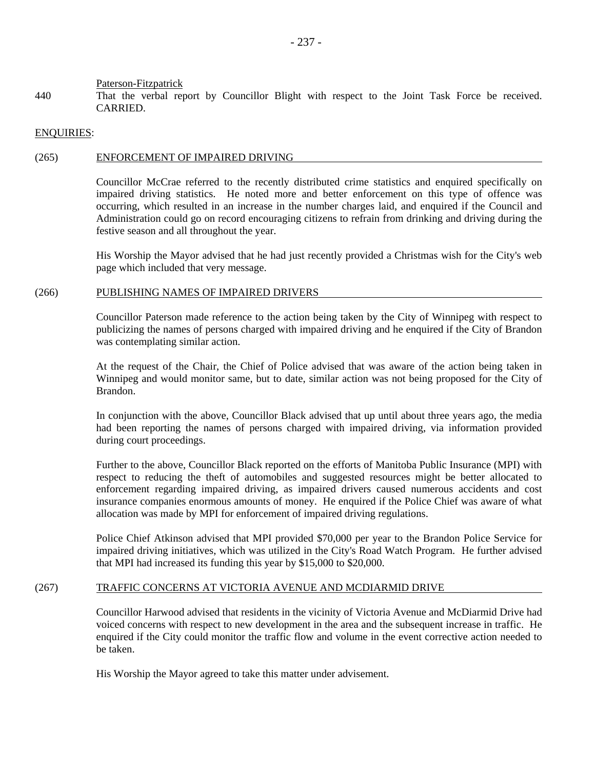Paterson-Fitzpatrick

440 That the verbal report by Councillor Blight with respect to the Joint Task Force be received. CARRIED.

ENQUIRIES:

(265) ENFORCEMENT OF IMPAIRED DRIVING

Councillor McCrae referred to the recently distributed crime statistics and enquired specifically on impaired driving statistics. He noted more and better enforcement on this type of offence was occurring, which resulted in an increase in the number charges laid, and enquired if the Council and Administration could go on record encouraging citizens to refrain from drinking and driving during the festive season and all throughout the year.

His Worship the Mayor advised that he had just recently provided a Christmas wish for the City's web page which included that very message.

(266) PUBLISHING NAMES OF IMPAIRED DRIVERS

Councillor Paterson made reference to the action being taken by the City of Winnipeg with respect to publicizing the names of persons charged with impaired driving and he enquired if the City of Brandon was contemplating similar action.

At the request of the Chair, the Chief of Police advised that was aware of the action being taken in Winnipeg and would monitor same, but to date, similar action was not being proposed for the City of Brandon.

In conjunction with the above, Councillor Black advised that up until about three years ago, the media had been reporting the names of persons charged with impaired driving, via information provided during court proceedings.

Further to the above, Councillor Black reported on the efforts of Manitoba Public Insurance (MPI) with respect to reducing the theft of automobiles and suggested resources might be better allocated to enforcement regarding impaired driving, as impaired drivers caused numerous accidents and cost insurance companies enormous amounts of money. He enquired if the Police Chief was aware of what allocation was made by MPI for enforcement of impaired driving regulations.

Police Chief Atkinson advised that MPI provided $70,000 per year to the Brandon Police Service for impaired driving initiatives, which was utilized in the City's Road Watch Program. He further advised that MPI had increased its funding this year by $15,000 to $20,000.

(267) TRAFFIC CONCERNS AT VICTORIA AVENUE AND MCDIARMID DRIVE

Councillor Harwood advised that residents in the vicinity of Victoria Avenue and McDiarmid Drive had voiced concerns with respect to new development in the area and the subsequent increase in traffic. He enquired if the City could monitor the traffic flow and volume in the event corrective action needed to be taken.

His Worship the Mayor agreed to take this matter under advisement.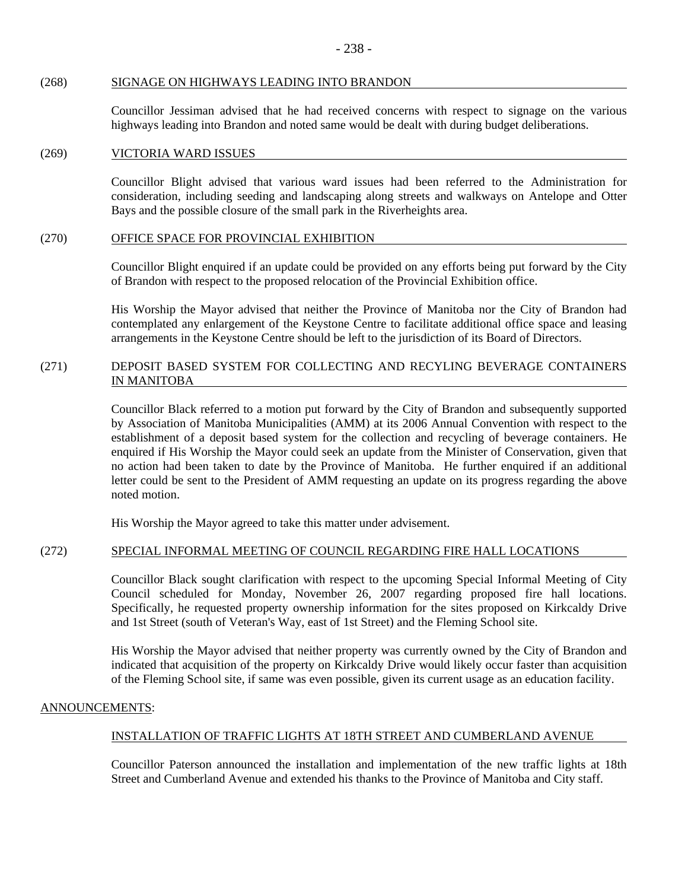(268) SIGNAGE ON HIGHWAYS LEADING INTO BRANDON

Councillor Jessiman advised that he had received concerns with respect to signage on the various highways leading into Brandon and noted same would be dealt with during budget deliberations.

(269) VICTORIA WARD ISSUES

Councillor Blight advised that various ward issues had been referred to the Administration for consideration, including seeding and landscaping along streets and walkways on Antelope and Otter Bays and the possible closure of the small park in the Riverheights area.

(270) OFFICE SPACE FOR PROVINCIAL EXHIBITION

Councillor Blight enquired if an update could be provided on any efforts being put forward by the City of Brandon with respect to the proposed relocation of the Provincial Exhibition office.

His Worship the Mayor advised that neither the Province of Manitoba nor the City of Brandon had contemplated any enlargement of the Keystone Centre to facilitate additional office space and leasing arrangements in the Keystone Centre should be left to the jurisdiction of its Board of Directors.

(271) DEPOSIT BASED SYSTEM FOR COLLECTING AND RECYLING BEVERAGE CONTAINERS IN MANITOBA

Councillor Black referred to a motion put forward by the City of Brandon and subsequently supported by Association of Manitoba Municipalities (AMM) at its 2006 Annual Convention with respect to the establishment of a deposit based system for the collection and recycling of beverage containers. He enquired if His Worship the Mayor could seek an update from the Minister of Conservation, given that no action had been taken to date by the Province of Manitoba. He further enquired if an additional letter could be sent to the President of AMM requesting an update on its progress regarding the above noted motion.

His Worship the Mayor agreed to take this matter under advisement.

(272) SPECIAL INFORMAL MEETING OF COUNCIL REGARDING FIRE HALL LOCATIONS

Councillor Black sought clarification with respect to the upcoming Special Informal Meeting of City Council scheduled for Monday, November 26, 2007 regarding proposed fire hall locations. Specifically, he requested property ownership information for the sites proposed on Kirkcaldy Drive and 1st Street (south of Veteran's Way, east of 1st Street) and the Fleming School site.

His Worship the Mayor advised that neither property was currently owned by the City of Brandon and indicated that acquisition of the property on Kirkcaldy Drive would likely occur faster than acquisition of the Fleming School site, if same was even possible, given its current usage as an education facility.

ANNOUNCEMENTS:

INSTALLATION OF TRAFFIC LIGHTS AT 18TH STREET AND CUMBERLAND AVENUE

Councillor Paterson announced the installation and implementation of the new traffic lights at 18th Street and Cumberland Avenue and extended his thanks to the Province of Manitoba and City staff.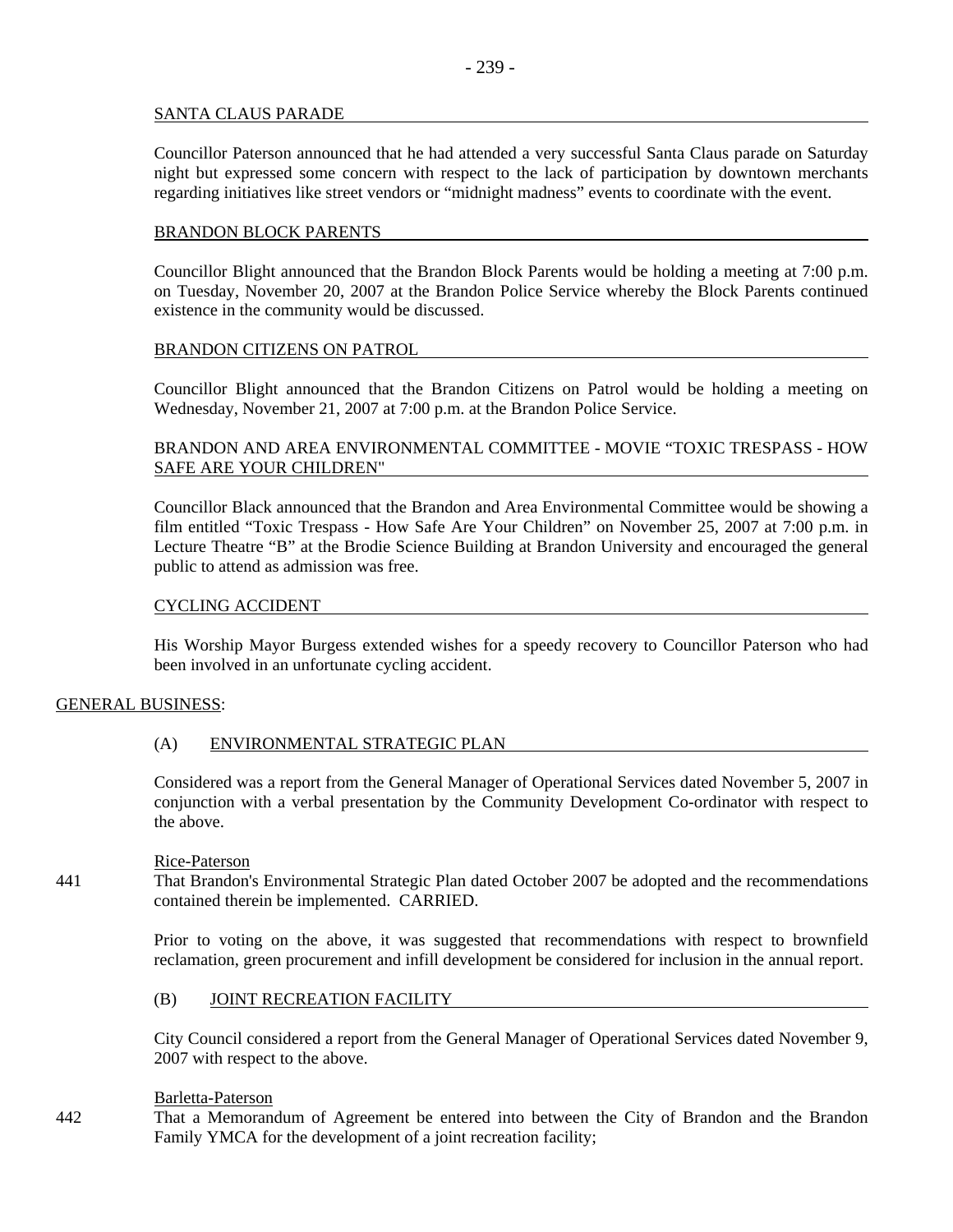### SANTA CLAUS PARADE

Councillor Paterson announced that he had attended a very successful Santa Claus parade on Saturday night but expressed some concern with respect to the lack of participation by downtown merchants regarding initiatives like street vendors or "midnight madness" events to coordinate with the event.

### BRANDON BLOCK PARENTS

Councillor Blight announced that the Brandon Block Parents would be holding a meeting at 7:00 p.m. on Tuesday, November 20, 2007 at the Brandon Police Service whereby the Block Parents continued existence in the community would be discussed.

### BRANDON CITIZENS ON PATROL

Councillor Blight announced that the Brandon Citizens on Patrol would be holding a meeting on Wednesday, November 21, 2007 at 7:00 p.m. at the Brandon Police Service.

### BRANDON AND AREA ENVIRONMENTAL COMMITTEE - MOVIE "TOXIC TRESPASS - HOW SAFE ARE YOUR CHILDREN"

Councillor Black announced that the Brandon and Area Environmental Committee would be showing a film entitled "Toxic Trespass - How Safe Are Your Children" on November 25, 2007 at 7:00 p.m. in Lecture Theatre "B" at the Brodie Science Building at Brandon University and encouraged the general public to attend as admission was free.

### CYCLING ACCIDENT

His Worship Mayor Burgess extended wishes for a speedy recovery to Councillor Paterson who had been involved in an unfortunate cycling accident.

## GENERAL BUSINESS:

### (A) ENVIRONMENTAL STRATEGIC PLAN

Considered was a report from the General Manager of Operational Services dated November 5, 2007 in conjunction with a verbal presentation by the Community Development Co-ordinator with respect to the above.

Rice-Paterson

441 That Brandon's Environmental Strategic Plan dated October 2007 be adopted and the recommendations contained therein be implemented. CARRIED.

Prior to voting on the above, it was suggested that recommendations with respect to brownfield reclamation, green procurement and infill development be considered for inclusion in the annual report.

### (B) JOINT RECREATION FACILITY

City Council considered a report from the General Manager of Operational Services dated November 9, 2007 with respect to the above.

Barletta-Paterson

442 That a Memorandum of Agreement be entered into between the City of Brandon and the Brandon Family YMCA for the development of a joint recreation facility;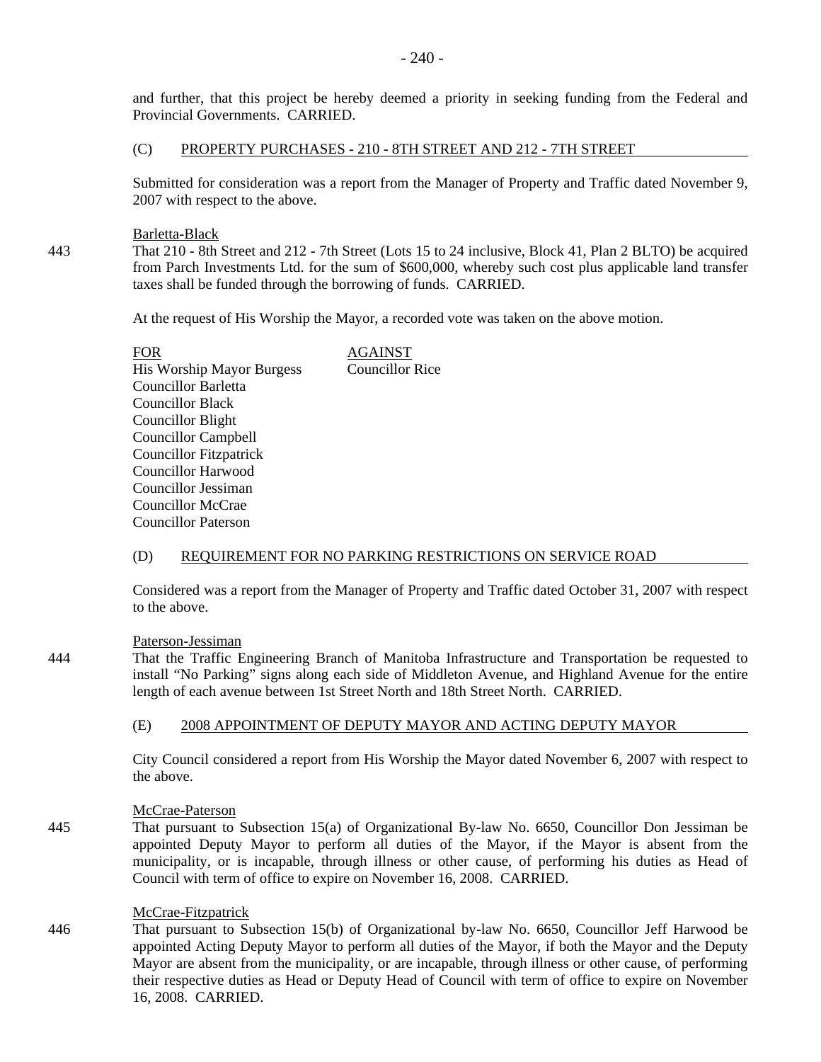and further, that this project be hereby deemed a priority in seeking funding from the Federal and Provincial Governments. CARRIED.

(C) PROPERTY PURCHASES - 210 - 8TH STREET AND 212 - 7TH STREET

Submitted for consideration was a report from the Manager of Property and Traffic dated November 9, 2007 with respect to the above.

Barletta-Black

443 That 210 - 8th Street and 212 - 7th Street (Lots 15 to 24 inclusive, Block 41, Plan 2 BLTO) be acquired from Parch Investments Ltd. for the sum of $600,000, whereby such cost plus applicable land transfer taxes shall be funded through the borrowing of funds. CARRIED.

At the request of His Worship the Mayor, a recorded vote was taken on the above motion.

| FOR | AGAINST |
|---|---|
| His Worship Mayor Burgess | Councillor Rice |
| Councillor Barletta | |
| Councillor Black | |
| Councillor Blight | |
| Councillor Campbell | |
| Councillor Fitzpatrick | |
| Councillor Harwood | |
| Councillor Jessiman | |
| Councillor McCrae | |
| Councillor Paterson | |

(D) REQUIREMENT FOR NO PARKING RESTRICTIONS ON SERVICE ROAD

Considered was a report from the Manager of Property and Traffic dated October 31, 2007 with respect to the above.

Paterson-Jessiman

444 That the Traffic Engineering Branch of Manitoba Infrastructure and Transportation be requested to install "No Parking" signs along each side of Middleton Avenue, and Highland Avenue for the entire length of each avenue between 1st Street North and 18th Street North. CARRIED.

(E) 2008 APPOINTMENT OF DEPUTY MAYOR AND ACTING DEPUTY MAYOR

City Council considered a report from His Worship the Mayor dated November 6, 2007 with respect to the above.

McCrae-Paterson

445 That pursuant to Subsection 15(a) of Organizational By-law No. 6650, Councillor Don Jessiman be appointed Deputy Mayor to perform all duties of the Mayor, if the Mayor is absent from the municipality, or is incapable, through illness or other cause, of performing his duties as Head of Council with term of office to expire on November 16, 2008. CARRIED.

McCrae-Fitzpatrick

446 That pursuant to Subsection 15(b) of Organizational by-law No. 6650, Councillor Jeff Harwood be appointed Acting Deputy Mayor to perform all duties of the Mayor, if both the Mayor and the Deputy Mayor are absent from the municipality, or are incapable, through illness or other cause, of performing their respective duties as Head or Deputy Head of Council with term of office to expire on November 16, 2008. CARRIED.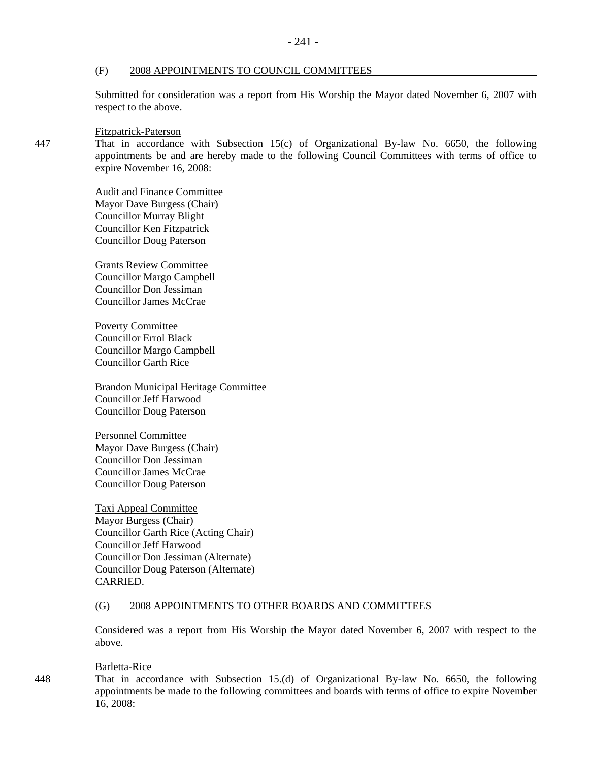### (F) 2008 APPOINTMENTS TO COUNCIL COMMITTEES

Submitted for consideration was a report from His Worship the Mayor dated November 6, 2007 with respect to the above.

Fitzpatrick-Paterson

447 That in accordance with Subsection 15(c) of Organizational By-law No. 6650, the following appointments be and are hereby made to the following Council Committees with terms of office to expire November 16, 2008:

Audit and Finance Committee
Mayor Dave Burgess (Chair)
Councillor Murray Blight
Councillor Ken Fitzpatrick
Councillor Doug Paterson

Grants Review Committee
Councillor Margo Campbell
Councillor Don Jessiman
Councillor James McCrae

Poverty Committee
Councillor Errol Black
Councillor Margo Campbell
Councillor Garth Rice

Brandon Municipal Heritage Committee
Councillor Jeff Harwood
Councillor Doug Paterson

Personnel Committee
Mayor Dave Burgess (Chair)
Councillor Don Jessiman
Councillor James McCrae
Councillor Doug Paterson

Taxi Appeal Committee
Mayor Burgess (Chair)
Councillor Garth Rice (Acting Chair)
Councillor Jeff Harwood
Councillor Don Jessiman (Alternate)
Councillor Doug Paterson (Alternate)
CARRIED.

### (G) 2008 APPOINTMENTS TO OTHER BOARDS AND COMMITTEES

Considered was a report from His Worship the Mayor dated November 6, 2007 with respect to the above.

Barletta-Rice

448 That in accordance with Subsection 15.(d) of Organizational By-law No. 6650, the following appointments be made to the following committees and boards with terms of office to expire November 16, 2008: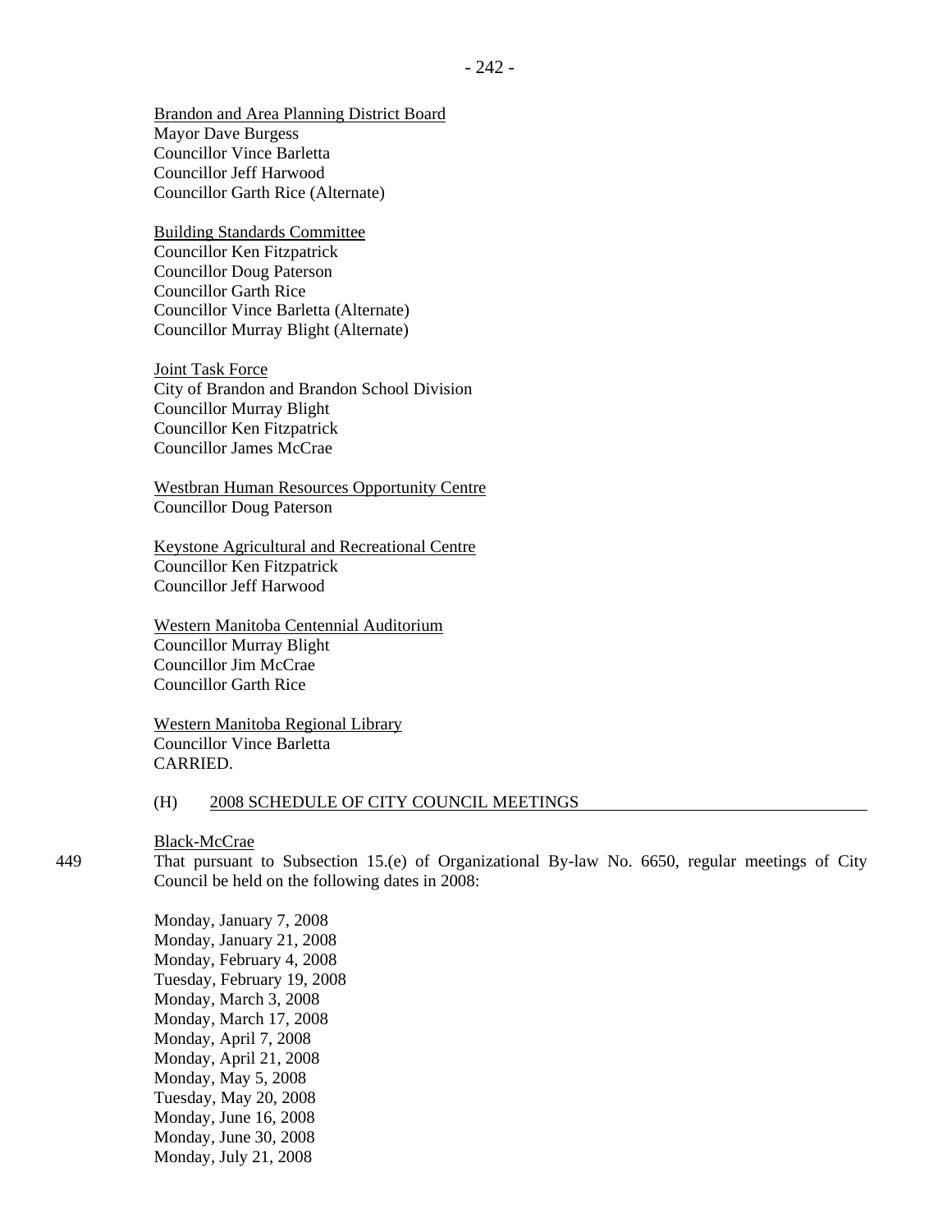Brandon and Area Planning District Board
Mayor Dave Burgess
Councillor Vince Barletta
Councillor Jeff Harwood
Councillor Garth Rice (Alternate)

Building Standards Committee
Councillor Ken Fitzpatrick
Councillor Doug Paterson
Councillor Garth Rice
Councillor Vince Barletta (Alternate)
Councillor Murray Blight (Alternate)

Joint Task Force
City of Brandon and Brandon School Division
Councillor Murray Blight
Councillor Ken Fitzpatrick
Councillor James McCrae

Westbran Human Resources Opportunity Centre
Councillor Doug Paterson

Keystone Agricultural and Recreational Centre
Councillor Ken Fitzpatrick
Councillor Jeff Harwood

Western Manitoba Centennial Auditorium
Councillor Murray Blight
Councillor Jim McCrae
Councillor Garth Rice

Western Manitoba Regional Library
Councillor Vince Barletta
CARRIED.

## (H) 2008 SCHEDULE OF CITY COUNCIL MEETINGS

Black-McCrae

449 That pursuant to Subsection 15.(e) of Organizational By-law No. 6650, regular meetings of City Council be held on the following dates in 2008:

Monday, January 7, 2008
Monday, January 21, 2008
Monday, February 4, 2008
Tuesday, February 19, 2008
Monday, March 3, 2008
Monday, March 17, 2008
Monday, April 7, 2008
Monday, April 21, 2008
Monday, May 5, 2008
Tuesday, May 20, 2008
Monday, June 16, 2008
Monday, June 30, 2008
Monday, July 21, 2008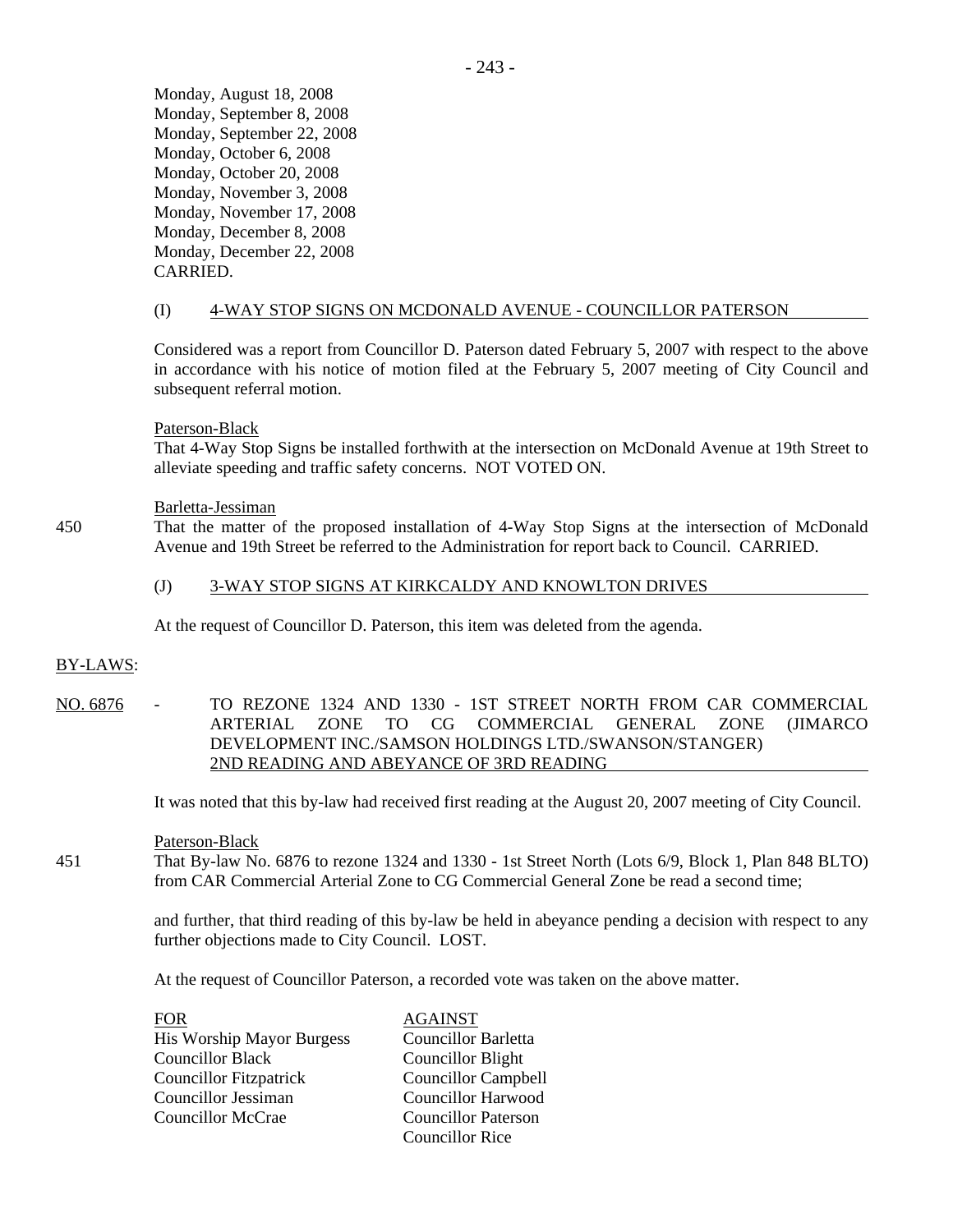Monday, August 18, 2008
Monday, September 8, 2008
Monday, September 22, 2008
Monday, October 6, 2008
Monday, October 20, 2008
Monday, November 3, 2008
Monday, November 17, 2008
Monday, December 8, 2008
Monday, December 22, 2008
CARRIED.

(I) 4-WAY STOP SIGNS ON MCDONALD AVENUE - COUNCILLOR PATERSON

Considered was a report from Councillor D. Paterson dated February 5, 2007 with respect to the above in accordance with his notice of motion filed at the February 5, 2007 meeting of City Council and subsequent referral motion.

Paterson-Black
That 4-Way Stop Signs be installed forthwith at the intersection on McDonald Avenue at 19th Street to alleviate speeding and traffic safety concerns. NOT VOTED ON.

Barletta-Jessiman
450 That the matter of the proposed installation of 4-Way Stop Signs at the intersection of McDonald Avenue and 19th Street be referred to the Administration for report back to Council. CARRIED.

(J) 3-WAY STOP SIGNS AT KIRKCALDY AND KNOWLTON DRIVES

At the request of Councillor D. Paterson, this item was deleted from the agenda.

BY-LAWS:

NO. 6876 - TO REZONE 1324 AND 1330 - 1ST STREET NORTH FROM CAR COMMERCIAL ARTERIAL ZONE TO CG COMMERCIAL GENERAL ZONE (JIMARCO DEVELOPMENT INC./SAMSON HOLDINGS LTD./SWANSON/STANGER) 2ND READING AND ABEYANCE OF 3RD READING

It was noted that this by-law had received first reading at the August 20, 2007 meeting of City Council.

Paterson-Black
451 That By-law No. 6876 to rezone 1324 and 1330 - 1st Street North (Lots 6/9, Block 1, Plan 848 BLTO) from CAR Commercial Arterial Zone to CG Commercial General Zone be read a second time;

and further, that third reading of this by-law be held in abeyance pending a decision with respect to any further objections made to City Council. LOST.

At the request of Councillor Paterson, a recorded vote was taken on the above matter.

| FOR | AGAINST |
|---|---|
| His Worship Mayor Burgess | Councillor Barletta |
| Councillor Black | Councillor Blight |
| Councillor Fitzpatrick | Councillor Campbell |
| Councillor Jessiman | Councillor Harwood |
| Councillor McCrae | Councillor Paterson |
| | Councillor Rice |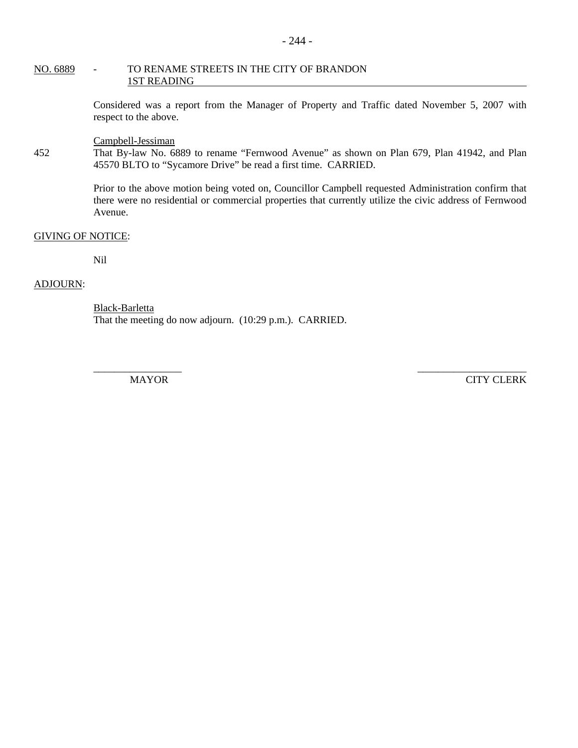NO. 6889 - TO RENAME STREETS IN THE CITY OF BRANDON
1ST READING

Considered was a report from the Manager of Property and Traffic dated November 5, 2007 with respect to the above.

Campbell-Jessiman

452 That By-law No. 6889 to rename "Fernwood Avenue" as shown on Plan 679, Plan 41942, and Plan 45570 BLTO to "Sycamore Drive" be read a first time. CARRIED.

Prior to the above motion being voted on, Councillor Campbell requested Administration confirm that there were no residential or commercial properties that currently utilize the civic address of Fernwood Avenue.

GIVING OF NOTICE:

Nil

ADJOURN:

Black-Barletta

That the meeting do now adjourn. (10:29 p.m.). CARRIED.

_________________ _____________________

MAYOR CITY CLERK